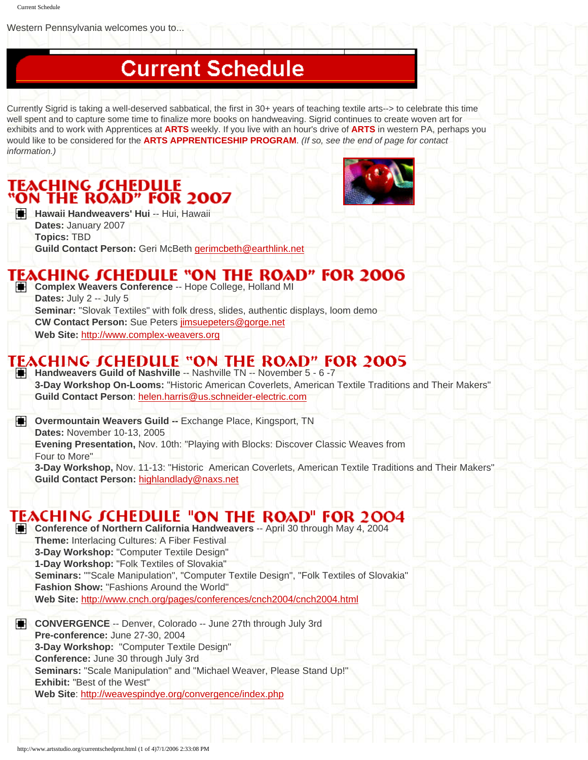Western Pennsylvania welcomes you to...

# Current Schedule

Currently Sigrid is taking a well-deserved sabbatical, the first in 30+ years of teaching textile arts--> to celebrate this time well spent and to capture some time to finalize more books on handweaving. Sigrid continues to create woven art for exhibits and to work with Apprentices at **ARTS** weekly. If you live with an hour's drive of **ARTS** in western PA, perhaps you would like to be considered for the **ARTS APPRENTICESHIP PROGRAM**. *(If so, see the end of page for contact information.)*

## TEACHING SCHEDULE "ON THE ROAD" FOR 2007

- **Hawaii Handweavers' Hui** -- Hui, Hawaii
  **Dates:** January 2007
  **Topics:** TBD
  **Guild Contact Person:** Geri McBeth gerimcbeth@earthlink.net

## TEACHING SCHEDULE "ON THE ROAD" FOR 2006

- **Complex Weavers Conference** -- Hope College, Holland MI
  **Dates:** July 2 -- July 5
  **Seminar:** "Slovak Textiles" with folk dress, slides, authentic displays, loom demo
  **CW Contact Person:** Sue Peters jimsuepeters@gorge.net
  **Web Site:** http://www.complex-weavers.org

## TEACHING SCHEDULE "ON THE ROAD" FOR 2005

- **Handweavers Guild of Nashville** -- Nashville TN -- November 5 - 6 -7
  **3-Day Workshop On-Looms:** "Historic American Coverlets, American Textile Traditions and Their Makers"
  **Guild Contact Person**: helen.harris@us.schneider-electric.com

- **Overmountain Weavers Guild --** Exchange Place, Kingsport, TN
  **Dates:** November 10-13, 2005
  **Evening Presentation,** Nov. 10th: "Playing with Blocks: Discover Classic Weaves from Four to More"
  **3-Day Workshop,** Nov. 11-13: "Historic American Coverlets, American Textile Traditions and Their Makers"
  **Guild Contact Person:** highlandlady@naxs.net

## TEACHING SCHEDULE "ON THE ROAD" FOR 2004

- **Conference of Northern California Handweavers** -- April 30 through May 4, 2004
  **Theme:** Interlacing Cultures: A Fiber Festival
  **3-Day Workshop:** "Computer Textile Design"
  **1-Day Workshop:** "Folk Textiles of Slovakia"
  **Seminars:** ""Scale Manipulation", "Computer Textile Design", "Folk Textiles of Slovakia"
  **Fashion Show:** "Fashions Around the World"
  **Web Site:** http://www.cnch.org/pages/conferences/cnch2004/cnch2004.html

- **CONVERGENCE** -- Denver, Colorado -- June 27th through July 3rd
  **Pre-conference:** June 27-30, 2004
  **3-Day Workshop:** "Computer Textile Design"
  **Conference:** June 30 through July 3rd
  **Seminars:** "Scale Manipulation" and "Michael Weaver, Please Stand Up!"
  **Exhibit:** "Best of the West"
  **Web Site**: http://weavespindye.org/convergence/index.php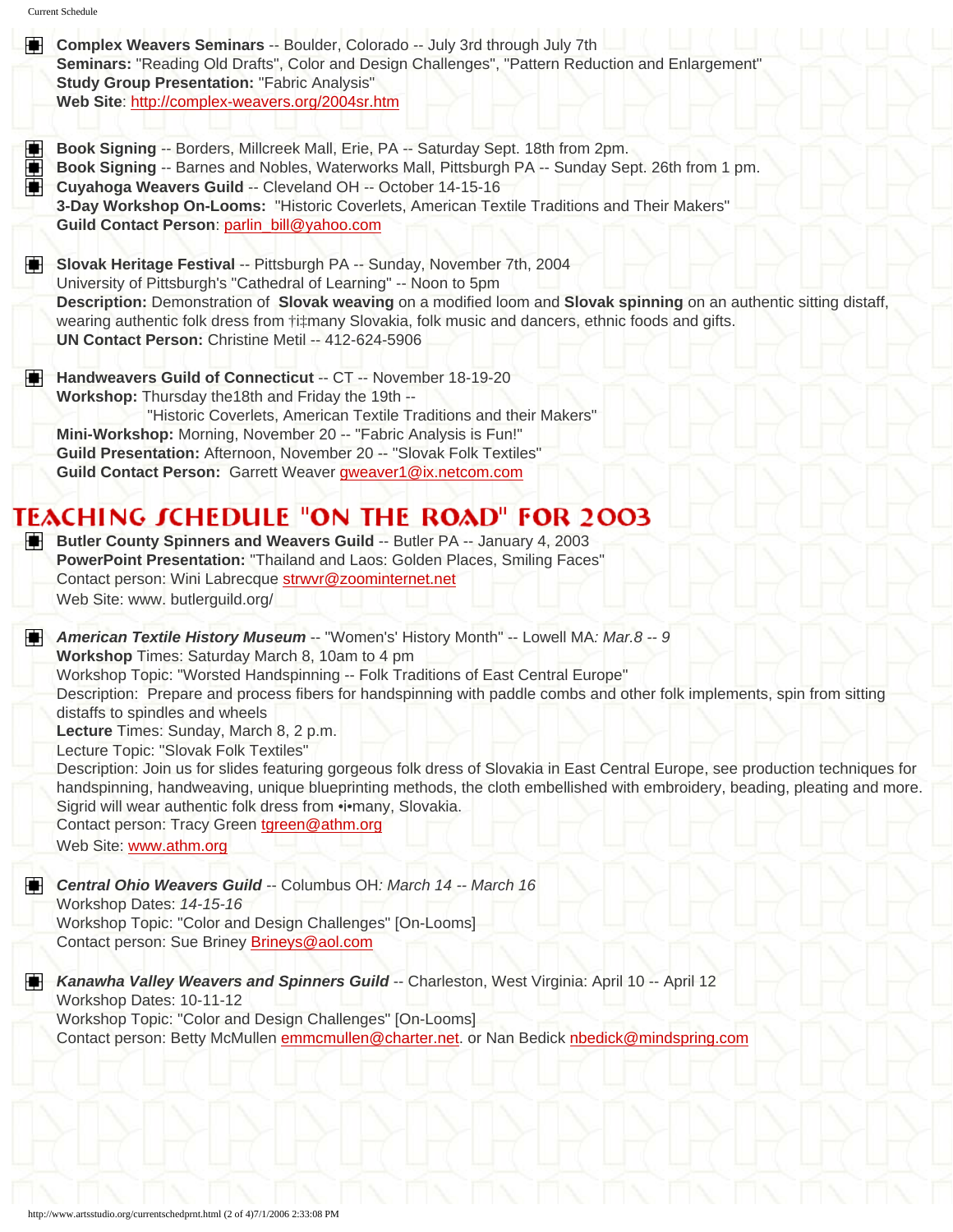- **Complex Weavers Seminars** -- Boulder, Colorado -- July 3rd through July 7th  
  **Seminars:** "Reading Old Drafts", Color and Design Challenges", "Pattern Reduction and Enlargement"  
  **Study Group Presentation:** "Fabric Analysis"  
  **Web Site**: http://complex-weavers.org/2004sr.htm

- **Book Signing** -- Borders, Millcreek Mall, Erie, PA -- Saturday Sept. 18th from 2pm.
- **Book Signing** -- Barnes and Nobles, Waterworks Mall, Pittsburgh PA -- Sunday Sept. 26th from 1 pm.
- **Cuyahoga Weavers Guild** -- Cleveland OH -- October 14-15-16  
  **3-Day Workshop On-Looms:** "Historic Coverlets, American Textile Traditions and Their Makers"  
  **Guild Contact Person**: parlin_bill@yahoo.com

- **Slovak Heritage Festival** -- Pittsburgh PA -- Sunday, November 7th, 2004  
  University of Pittsburgh's "Cathedral of Learning" -- Noon to 5pm  
  **Description:** Demonstration of **Slovak weaving** on a modified loom and **Slovak spinning** on an authentic sitting distaff, wearing authentic folk dress from †i‡many Slovakia, folk music and dancers, ethnic foods and gifts.  
  **UN Contact Person:** Christine Metil -- 412-624-5906

- **Handweavers Guild of Connecticut** -- CT -- November 18-19-20  
  **Workshop:** Thursday the18th and Friday the 19th --  
  "Historic Coverlets, American Textile Traditions and their Makers"  
  **Mini-Workshop:** Morning, November 20 -- "Fabric Analysis is Fun!"  
  **Guild Presentation:** Afternoon, November 20 -- "Slovak Folk Textiles"  
  **Guild Contact Person:** Garrett Weaver gweaver1@ix.netcom.com

## TEACHING SCHEDULE "ON THE ROAD" FOR 2003

- **Butler County Spinners and Weavers Guild** -- Butler PA -- January 4, 2003  
  **PowerPoint Presentation:** "Thailand and Laos: Golden Places, Smiling Faces"  
  Contact person: Wini Labrecque strwvr@zoominternet.net  
  Web Site: www. butlerguild.org/

- ***American Textile History Museum*** -- "Women's' History Month" -- Lowell MA*: Mar.8 -- 9*  
  **Workshop** Times: Saturday March 8, 10am to 4 pm  
  Workshop Topic: "Worsted Handspinning -- Folk Traditions of East Central Europe"  
  Description: Prepare and process fibers for handspinning with paddle combs and other folk implements, spin from sitting distaffs to spindles and wheels  
  **Lecture** Times: Sunday, March 8, 2 p.m.  
  Lecture Topic: "Slovak Folk Textiles"  
  Description: Join us for slides featuring gorgeous folk dress of Slovakia in East Central Europe, see production techniques for handspinning, handweaving, unique blueprinting methods, the cloth embellished with embroidery, beading, pleating and more. Sigrid will wear authentic folk dress from •i•many, Slovakia.  
  Contact person: Tracy Green tgreen@athm.org  
  Web Site: www.athm.org

- ***Central Ohio Weavers Guild*** -- Columbus OH*: March 14 -- March 16*  
  Workshop Dates: *14-15-16*  
  Workshop Topic: "Color and Design Challenges" [On-Looms]  
  Contact person: Sue Briney Brineys@aol.com

- ***Kanawha Valley Weavers and Spinners Guild*** -- Charleston, West Virginia: April 10 -- April 12  
  Workshop Dates: 10-11-12  
  Workshop Topic: "Color and Design Challenges" [On-Looms]  
  Contact person: Betty McMullen emmcmullen@charter.net. or Nan Bedick nbedick@mindspring.com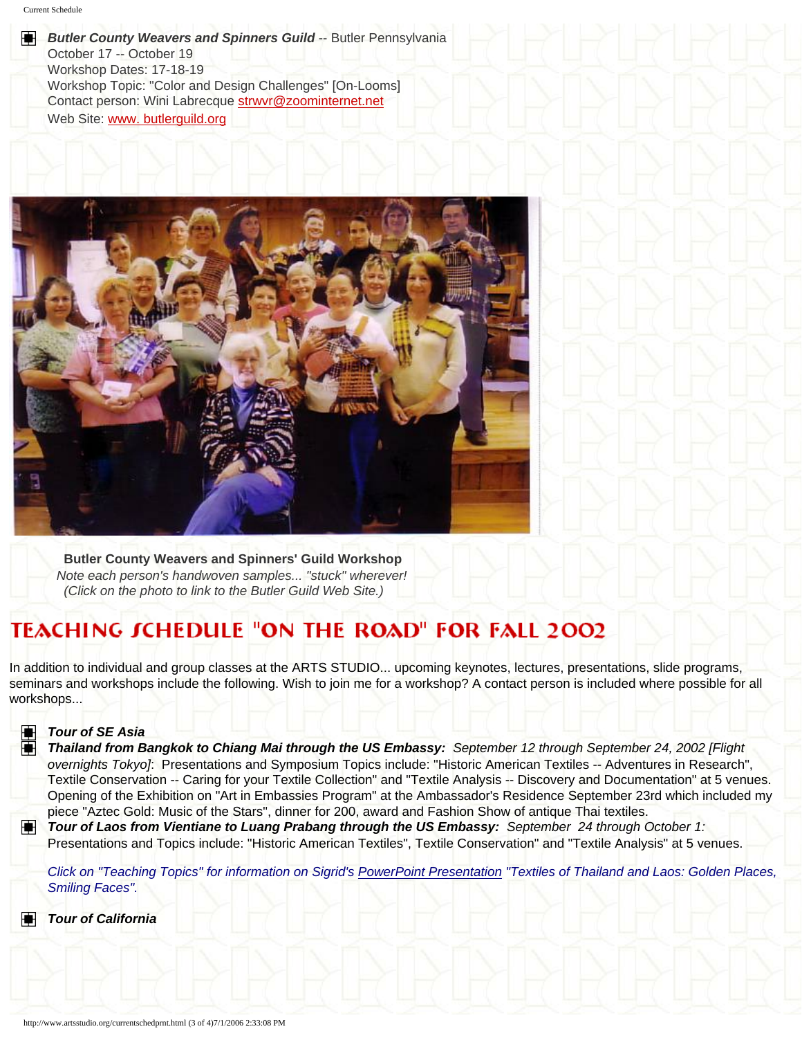- ***Butler County Weavers and Spinners Guild*** -- Butler Pennsylvania
  October 17 -- October 19
  Workshop Dates: 17-18-19
  Workshop Topic: "Color and Design Challenges" [On-Looms]
  Contact person: Wini Labrecque strwvr@zoominternet.net
  Web Site: www. butlerguild.org

**Butler County Weavers and Spinners' Guild Workshop**
*Note each person's handwoven samples... "stuck" wherever!*
*(Click on the photo to link to the Butler Guild Web Site.)*

# TEACHING SCHEDULE "ON THE ROAD" FOR FALL 2002

In addition to individual and group classes at the ARTS STUDIO... upcoming keynotes, lectures, presentations, slide programs, seminars and workshops include the following. Wish to join me for a workshop? A contact person is included where possible for all workshops...

- ***Tour of SE Asia***
- ***Thailand from Bangkok to Chiang Mai through the US Embassy:*** *September 12 through September 24, 2002 [Flight overnights Tokyo]*: Presentations and Symposium Topics include: "Historic American Textiles -- Adventures in Research", Textile Conservation -- Caring for your Textile Collection" and "Textile Analysis -- Discovery and Documentation" at 5 venues. Opening of the Exhibition on "Art in Embassies Program" at the Ambassador's Residence September 23rd which included my piece "Aztec Gold: Music of the Stars", dinner for 200, award and Fashion Show of antique Thai textiles.
- ***Tour of Laos from Vientiane to Luang Prabang through the US Embassy:*** *September 24 through October 1:* Presentations and Topics include: "Historic American Textiles", Textile Conservation" and "Textile Analysis" at 5 venues.

  *Click on "Teaching Topics" for information on Sigrid's PowerPoint Presentation "Textiles of Thailand and Laos: Golden Places, Smiling Faces".*

- ***Tour of California***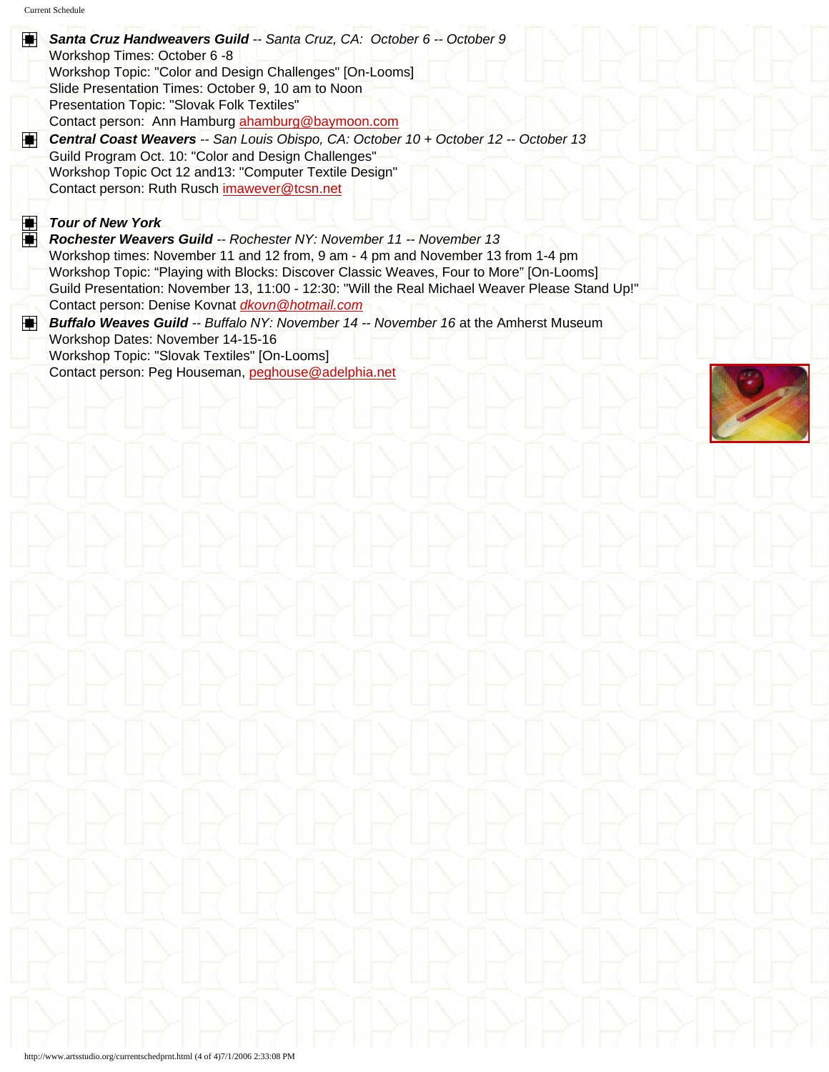- ***Santa Cruz Handweavers Guild** -- Santa Cruz, CA:  October 6 -- October 9*
  Workshop Times: October 6 -8
  Workshop Topic: "Color and Design Challenges" [On-Looms]
  Slide Presentation Times: October 9, 10 am to Noon
  Presentation Topic: "Slovak Folk Textiles"
  Contact person:  Ann Hamburg ahamburg@baymoon.com
- ***Central Coast Weavers** -- San Louis Obispo, CA: October 10 + October 12 -- October 13*
  Guild Program Oct. 10: "Color and Design Challenges"
  Workshop Topic Oct 12 and13: "Computer Textile Design"
  Contact person: Ruth Rusch imawever@tcsn.net

- ***Tour of New York***
- ***Rochester Weavers Guild** -- Rochester NY: November 11 -- November 13*
  Workshop times: November 11 and 12 from, 9 am - 4 pm and November 13 from 1-4 pm
  Workshop Topic: "Playing with Blocks: Discover Classic Weaves, Four to More" [On-Looms]
  Guild Presentation: November 13, 11:00 - 12:30: "Will the Real Michael Weaver Please Stand Up!"
  Contact person: Denise Kovnat *dkovn@hotmail.com*
- ***Buffalo Weaves Guild** -- Buffalo NY: November 14 -- November 16* at the Amherst Museum
  Workshop Dates: November 14-15-16
  Workshop Topic: "Slovak Textiles" [On-Looms]
  Contact person: Peg Houseman, peghouse@adelphia.net